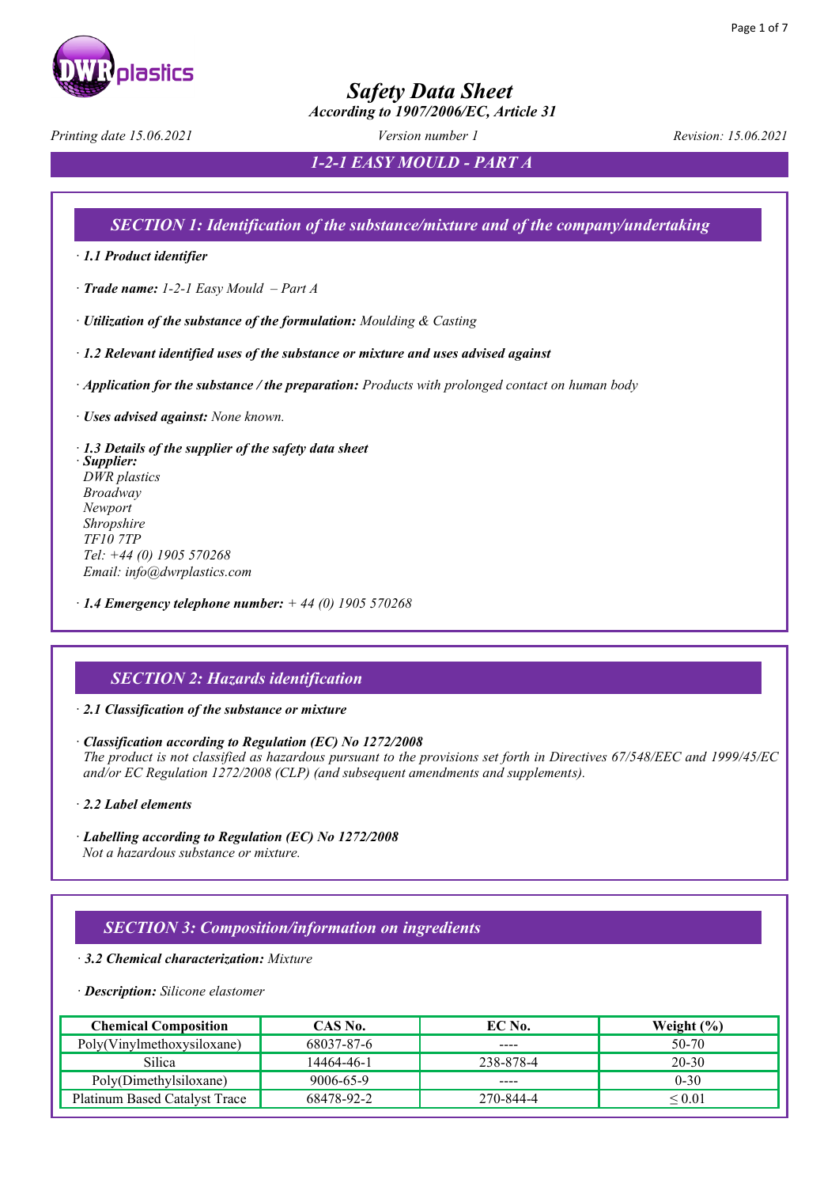# Safety Data Sheet

*According to 1907/2006/EC, Article 31*

*Printing date 15.06.2021* *Version number 1* *Revision: 15.06.2021*

## 1-2-1 EASY MOULD - PART A

## SECTION 1: Identification of the substance/mixture and of the company/undertaking

· ***1.1 Product identifier***

· ***Trade name:*** *1-2-1 Easy Mould – Part A*

· ***Utilization of the substance of the formulation:*** *Moulding & Casting*

· ***1.2 Relevant identified uses of the substance or mixture and uses advised against***

· ***Application for the substance / the preparation:*** *Products with prolonged contact on human body*

· ***Uses advised against:*** *None known.*

· ***1.3 Details of the supplier of the safety data sheet***
· ***Supplier:***
*DWR plastics*
*Broadway*
*Newport*
*Shropshire*
*TF10 7TP*
*Tel: +44 (0) 1905 570268*
*Email: info@dwrplastics.com*

· ***1.4 Emergency telephone number:*** *+ 44 (0) 1905 570268*

## SECTION 2: Hazards identification

· ***2.1 Classification of the substance or mixture***

· ***Classification according to Regulation (EC) No 1272/2008***
*The product is not classified as hazardous pursuant to the provisions set forth in Directives 67/548/EEC and 1999/45/EC and/or EC Regulation 1272/2008 (CLP) (and subsequent amendments and supplements).*

· ***2.2 Label elements***

· ***Labelling according to Regulation (EC) No 1272/2008***
*Not a hazardous substance or mixture.*

## SECTION 3: Composition/information on ingredients

· ***3.2 Chemical characterization:*** *Mixture*

· ***Description:*** *Silicone elastomer*

| Chemical Composition | CAS No. | EC No. | Weight (%) |
|---|---|---|---|
| Poly(Vinylmethoxysiloxane) | 68037-87-6 | ---- | 50-70 |
| Silica | 14464-46-1 | 238-878-4 | 20-30 |
| Poly(Dimethylsiloxane) | 9006-65-9 | ---- | 0-30 |
| Platinum Based Catalyst Trace | 68478-92-2 | 270-844-4 | ≤ 0.01 |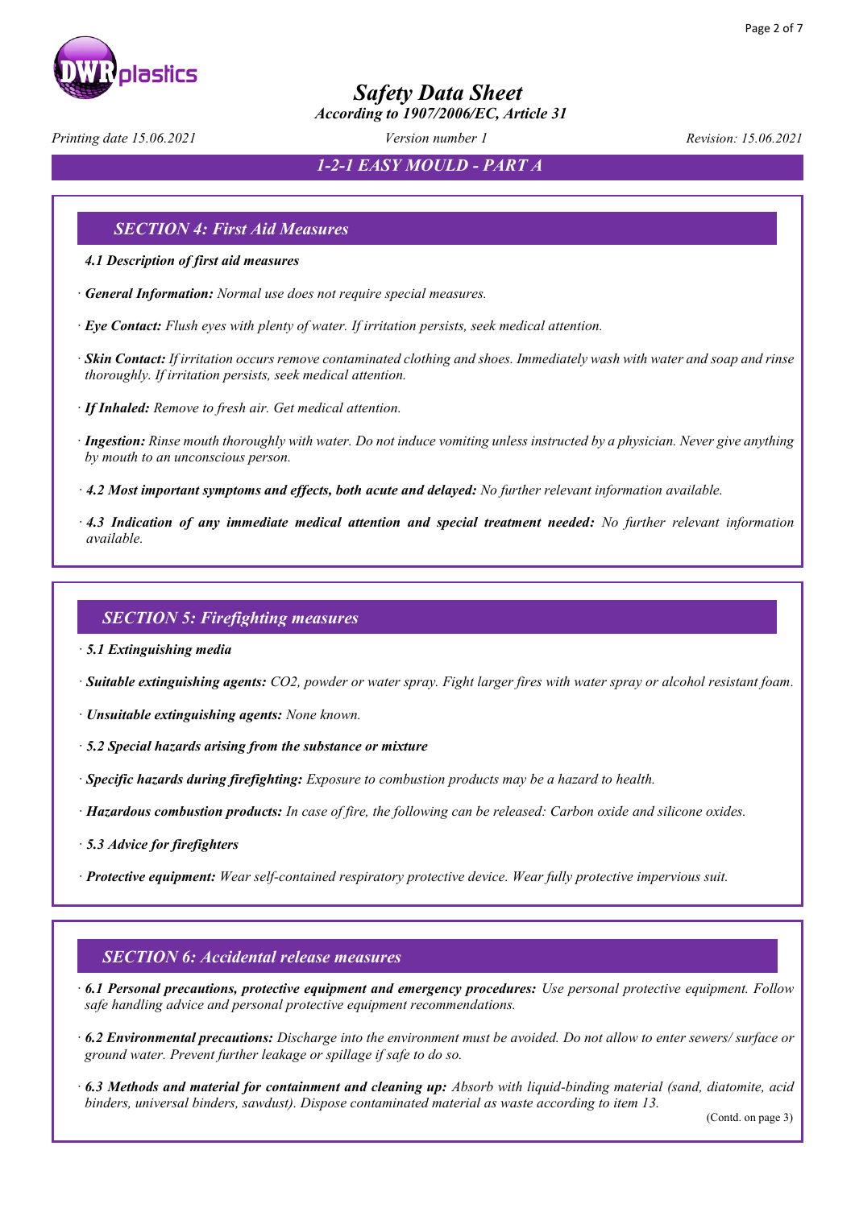## SECTION 4: First Aid Measures

**4.1 Description of first aid measures**

· ***General Information:*** *Normal use does not require special measures.*

· ***Eye Contact:*** *Flush eyes with plenty of water. If irritation persists, seek medical attention.*

· ***Skin Contact:*** *If irritation occurs remove contaminated clothing and shoes. Immediately wash with water and soap and rinse thoroughly. If irritation persists, seek medical attention.*

· ***If Inhaled:*** *Remove to fresh air. Get medical attention.*

· ***Ingestion:*** *Rinse mouth thoroughly with water. Do not induce vomiting unless instructed by a physician. Never give anything by mouth to an unconscious person.*

· ***4.2 Most important symptoms and effects, both acute and delayed:*** *No further relevant information available.*

· ***4.3 Indication of any immediate medical attention and special treatment needed:*** *No further relevant information available.*

## SECTION 5: Firefighting measures

· ***5.1 Extinguishing media***

· ***Suitable extinguishing agents:*** *$CO_2$, powder or water spray. Fight larger fires with water spray or alcohol resistant foam.*

· ***Unsuitable extinguishing agents:*** *None known.*

· ***5.2 Special hazards arising from the substance or mixture***

· ***Specific hazards during firefighting:*** *Exposure to combustion products may be a hazard to health.*

· ***Hazardous combustion products:*** *In case of fire, the following can be released: Carbon oxide and silicone oxides.*

· ***5.3 Advice for firefighters***

· ***Protective equipment:*** *Wear self-contained respiratory protective device. Wear fully protective impervious suit.*

## SECTION 6: Accidental release measures

· ***6.1 Personal precautions, protective equipment and emergency procedures:*** *Use personal protective equipment. Follow safe handling advice and personal protective equipment recommendations.*

· ***6.2 Environmental precautions:*** *Discharge into the environment must be avoided. Do not allow to enter sewers/ surface or ground water. Prevent further leakage or spillage if safe to do so.*

· ***6.3 Methods and material for containment and cleaning up:*** *Absorb with liquid-binding material (sand, diatomite, acid binders, universal binders, sawdust). Dispose contaminated material as waste according to item 13.*

(Contd. on page 3)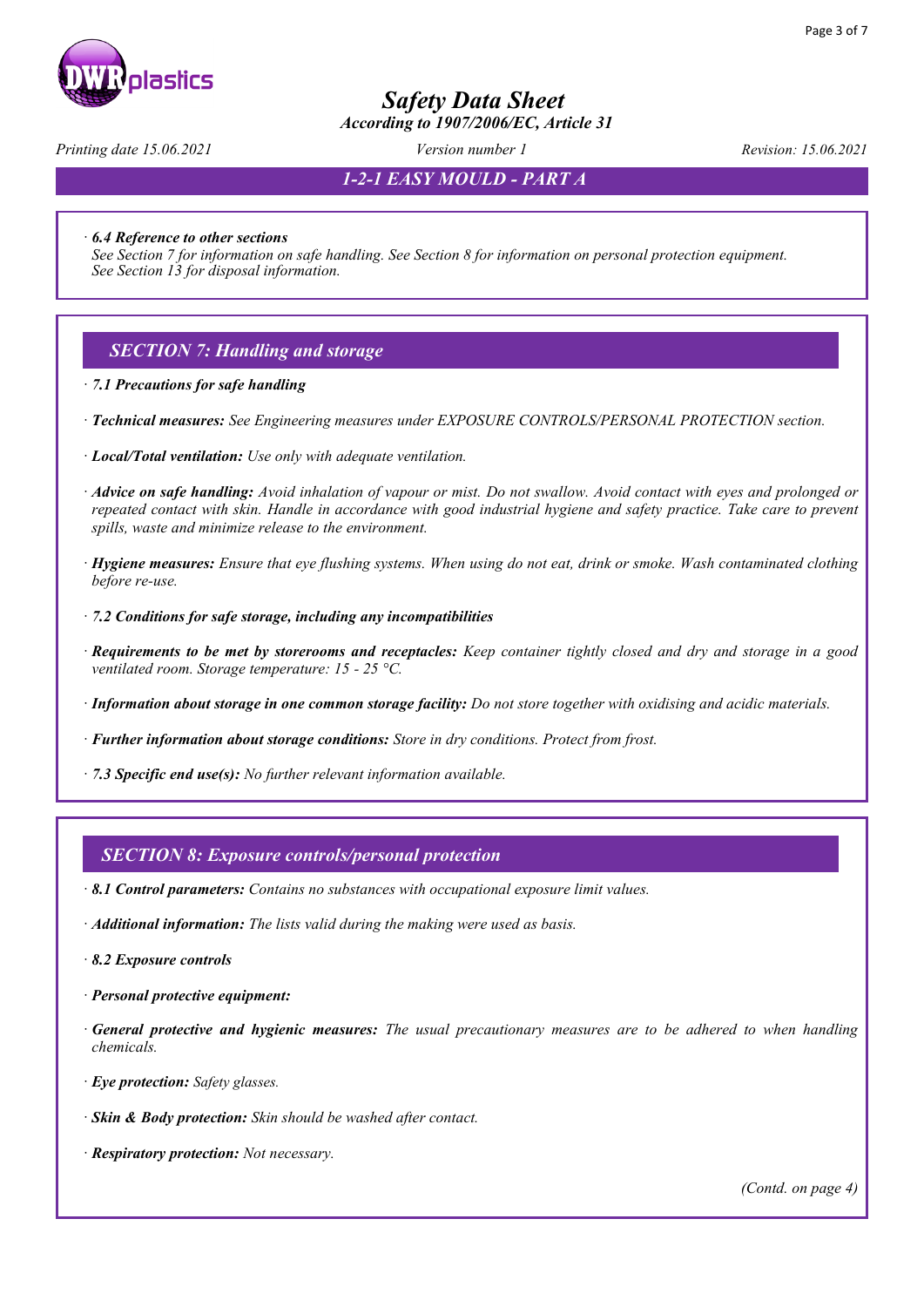· **6.4 Reference to other sections**
See Section 7 for information on safe handling. See Section 8 for information on personal protection equipment. See Section 13 for disposal information.

## SECTION 7: Handling and storage

· **7.1 Precautions for safe handling**

· **Technical measures:** See Engineering measures under EXPOSURE CONTROLS/PERSONAL PROTECTION section.

· **Local/Total ventilation:** Use only with adequate ventilation.

· **Advice on safe handling:** Avoid inhalation of vapour or mist. Do not swallow. Avoid contact with eyes and prolonged or repeated contact with skin. Handle in accordance with good industrial hygiene and safety practice. Take care to prevent spills, waste and minimize release to the environment.

· **Hygiene measures:** Ensure that eye flushing systems. When using do not eat, drink or smoke. Wash contaminated clothing before re-use.

· **7.2 Conditions for safe storage, including any incompatibilities**

· **Requirements to be met by storerooms and receptacles:** Keep container tightly closed and dry and storage in a good ventilated room. Storage temperature: 15 - 25 °C.

· **Information about storage in one common storage facility:** Do not store together with oxidising and acidic materials.

· **Further information about storage conditions:** Store in dry conditions. Protect from frost.

· **7.3 Specific end use(s):** No further relevant information available.

## SECTION 8: Exposure controls/personal protection

· **8.1 Control parameters:** Contains no substances with occupational exposure limit values.

· **Additional information:** The lists valid during the making were used as basis.

· **8.2 Exposure controls**

· **Personal protective equipment:**

· **General protective and hygienic measures:** The usual precautionary measures are to be adhered to when handling chemicals.

· **Eye protection:** Safety glasses.

· **Skin & Body protection:** Skin should be washed after contact.

· **Respiratory protection:** Not necessary.

(Contd. on page 4)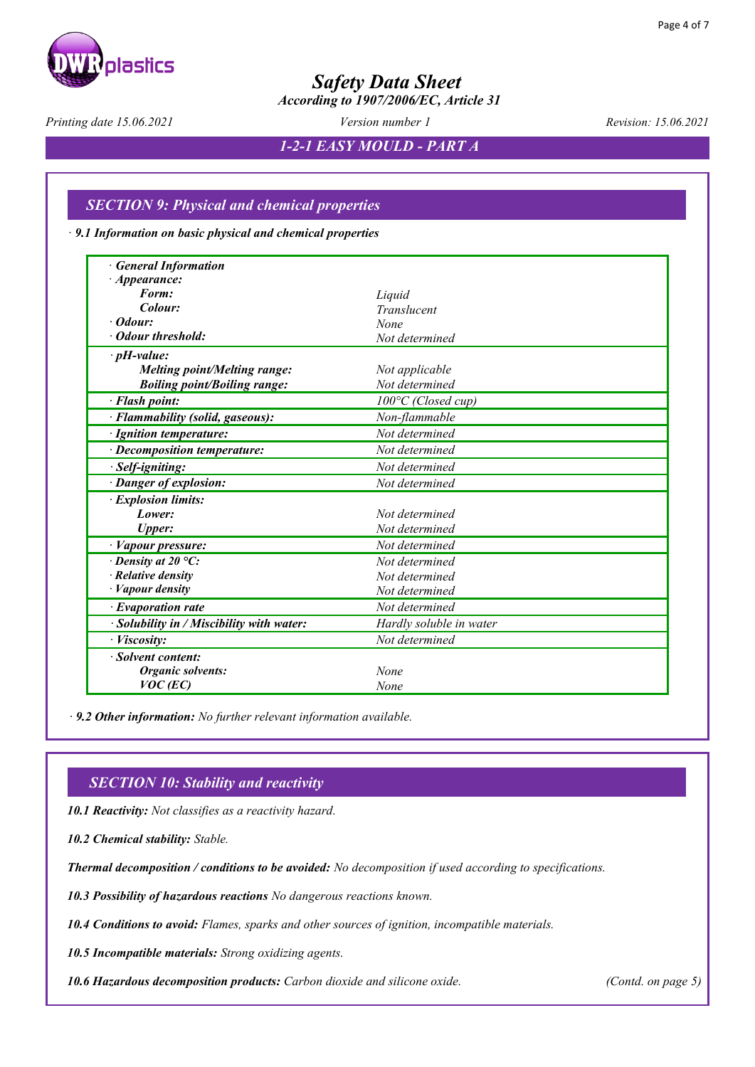## SECTION 9: Physical and chemical properties

· **9.1 Information on basic physical and chemical properties**

| Property | Value |
|---|---|
| · **General Information** | |
| · **Appearance:** | |
| **Form:** | Liquid |
| **Colour:** | Translucent |
| · **Odour:** | None |
| · **Odour threshold:** | Not determined |
| · **pH-value:** | |
| **Melting point/Melting range:** | Not applicable |
| **Boiling point/Boiling range:** | Not determined |
| · **Flash point:** | 100°C (Closed cup) |
| · **Flammability (solid, gaseous):** | Non-flammable |
| · **Ignition temperature:** | Not determined |
| · **Decomposition temperature:** | Not determined |
| · **Self-igniting:** | Not determined |
| · **Danger of explosion:** | Not determined |
| · **Explosion limits:** | |
| **Lower:** | Not determined |
| **Upper:** | Not determined |
| · **Vapour pressure:** | Not determined |
| · **Density at 20 °C:** | Not determined |
| · **Relative density** | Not determined |
| · **Vapour density** | Not determined |
| · **Evaporation rate** | Not determined |
| · **Solubility in / Miscibility with water:** | Hardly soluble in water |
| · **Viscosity:** | Not determined |
| · **Solvent content:** | |
| **Organic solvents:** | None |
| **VOC (EC)** | None |

· **9.2 Other information:** *No further relevant information available.*

## SECTION 10: Stability and reactivity

**10.1 Reactivity:** *Not classifies as a reactivity hazard.*

**10.2 Chemical stability:** *Stable.*

**Thermal decomposition / conditions to be avoided:** *No decomposition if used according to specifications.*

**10.3 Possibility of hazardous reactions** *No dangerous reactions known.*

**10.4 Conditions to avoid:** *Flames, sparks and other sources of ignition, incompatible materials.*

**10.5 Incompatible materials:** *Strong oxidizing agents.*

**10.6 Hazardous decomposition products:** *Carbon dioxide and silicone oxide.*

(Contd. on page 5)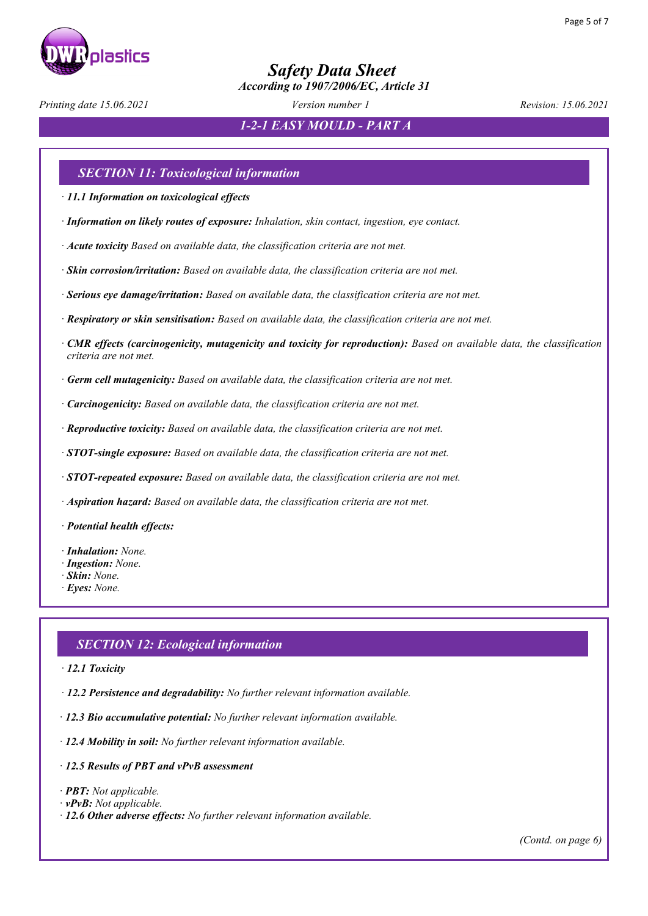## SECTION 11: Toxicological information

· ***11.1 Information on toxicological effects***

· ***Information on likely routes of exposure:*** *Inhalation, skin contact, ingestion, eye contact.*

· ***Acute toxicity*** *Based on available data, the classification criteria are not met.*

· ***Skin corrosion/irritation:*** *Based on available data, the classification criteria are not met.*

· ***Serious eye damage/irritation:*** *Based on available data, the classification criteria are not met.*

· ***Respiratory or skin sensitisation:*** *Based on available data, the classification criteria are not met.*

· ***CMR effects (carcinogenicity, mutagenicity and toxicity for reproduction):*** *Based on available data, the classification criteria are not met.*

· ***Germ cell mutagenicity:*** *Based on available data, the classification criteria are not met.*

· ***Carcinogenicity:*** *Based on available data, the classification criteria are not met.*

· ***Reproductive toxicity:*** *Based on available data, the classification criteria are not met.*

· ***STOT-single exposure:*** *Based on available data, the classification criteria are not met.*

· ***STOT-repeated exposure:*** *Based on available data, the classification criteria are not met.*

· ***Aspiration hazard:*** *Based on available data, the classification criteria are not met.*

· ***Potential health effects:***

· ***Inhalation:*** *None.*
· ***Ingestion:*** *None.*
· ***Skin:*** *None.*
· ***Eyes:*** *None.*

## SECTION 12: Ecological information

· ***12.1 Toxicity***

· ***12.2 Persistence and degradability:*** *No further relevant information available.*

· ***12.3 Bio accumulative potential:*** *No further relevant information available.*

· ***12.4 Mobility in soil:*** *No further relevant information available.*

· ***12.5 Results of PBT and vPvB assessment***

· ***PBT:*** *Not applicable.*
· ***vPvB:*** *Not applicable.*
· ***12.6 Other adverse effects:*** *No further relevant information available.*

*(Contd. on page 6)*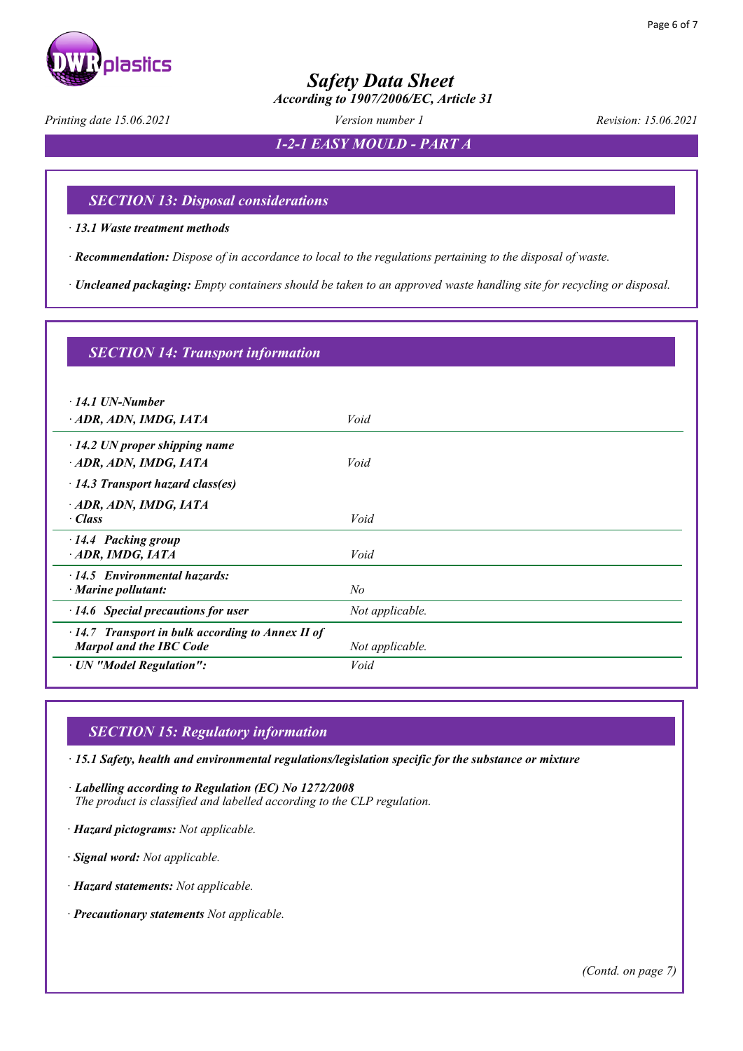## SECTION 13: Disposal considerations

· **13.1 Waste treatment methods**

· **Recommendation:** *Dispose of in accordance to local to the regulations pertaining to the disposal of waste.*

· **Uncleaned packaging:** *Empty containers should be taken to an approved waste handling site for recycling or disposal.*

## SECTION 14: Transport information

| | |
|---|---|
| · **14.1 UN-Number** | |
| · **ADR, ADN, IMDG, IATA** | *Void* |
| · **14.2 UN proper shipping name** | |
| · **ADR, ADN, IMDG, IATA** | *Void* |
| · **14.3 Transport hazard class(es)** | |
| · **ADR, ADN, IMDG, IATA** | |
| · **Class** | *Void* |
| · **14.4 Packing group** | |
| · **ADR, IMDG, IATA** | *Void* |
| · **14.5 Environmental hazards:** | |
| · **Marine pollutant:** | *No* |
| · **14.6 Special precautions for user** | *Not applicable.* |
| · **14.7 Transport in bulk according to Annex II of Marpol and the IBC Code** | *Not applicable.* |
| · **UN "Model Regulation":** | *Void* |

## SECTION 15: Regulatory information

· **15.1 Safety, health and environmental regulations/legislation specific for the substance or mixture**

· **Labelling according to Regulation (EC) No 1272/2008**
*The product is classified and labelled according to the CLP regulation.*

· **Hazard pictograms:** *Not applicable.*

· **Signal word:** *Not applicable.*

· **Hazard statements:** *Not applicable.*

· **Precautionary statements** *Not applicable.*

*(Contd. on page 7)*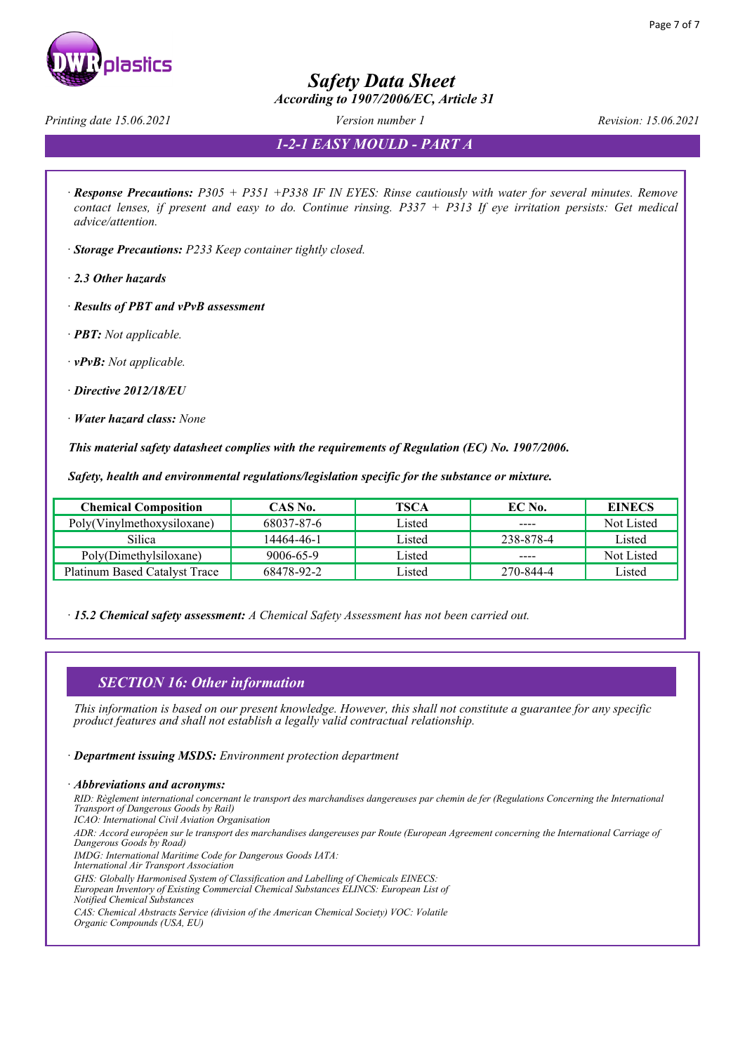· ***Response Precautions:*** *P305 + P351 +P338 IF IN EYES: Rinse cautiously with water for several minutes. Remove contact lenses, if present and easy to do. Continue rinsing. P337 + P313 If eye irritation persists: Get medical advice/attention.*

· ***Storage Precautions:*** *P233 Keep container tightly closed.*

· ***2.3 Other hazards***

· ***Results of PBT and vPvB assessment***

· ***PBT:*** *Not applicable.*

· ***vPvB:*** *Not applicable.*

· ***Directive 2012/18/EU***

· ***Water hazard class:*** *None*

***This material safety datasheet complies with the requirements of Regulation (EC) No. 1907/2006.***

***Safety, health and environmental regulations/legislation specific for the substance or mixture.***

| Chemical Composition | CAS No. | TSCA | EC No. | EINECS |
|---|---|---|---|---|
| Poly(Vinylmethoxysiloxane) | 68037-87-6 | Listed | ---- | Not Listed |
| Silica | 14464-46-1 | Listed | 238-878-4 | Listed |
| Poly(Dimethylsiloxane) | 9006-65-9 | Listed | ---- | Not Listed |
| Platinum Based Catalyst Trace | 68478-92-2 | Listed | 270-844-4 | Listed |

· ***15.2 Chemical safety assessment:*** *A Chemical Safety Assessment has not been carried out.*

## *SECTION 16: Other information*

*This information is based on our present knowledge. However, this shall not constitute a guarantee for any specific product features and shall not establish a legally valid contractual relationship.*

· ***Department issuing MSDS:*** *Environment protection department*

· ***Abbreviations and acronyms:***

*RID: Règlement international concernant le transport des marchandises dangereuses par chemin de fer (Regulations Concerning the International Transport of Dangerous Goods by Rail)*
*ICAO: International Civil Aviation Organisation*
*ADR: Accord européen sur le transport des marchandises dangereuses par Route (European Agreement concerning the International Carriage of Dangerous Goods by Road)*
*IMDG: International Maritime Code for Dangerous Goods IATA: International Air Transport Association*
*GHS: Globally Harmonised System of Classification and Labelling of Chemicals EINECS: European Inventory of Existing Commercial Chemical Substances ELINCS: European List of Notified Chemical Substances*
*CAS: Chemical Abstracts Service (division of the American Chemical Society) VOC: Volatile Organic Compounds (USA, EU)*